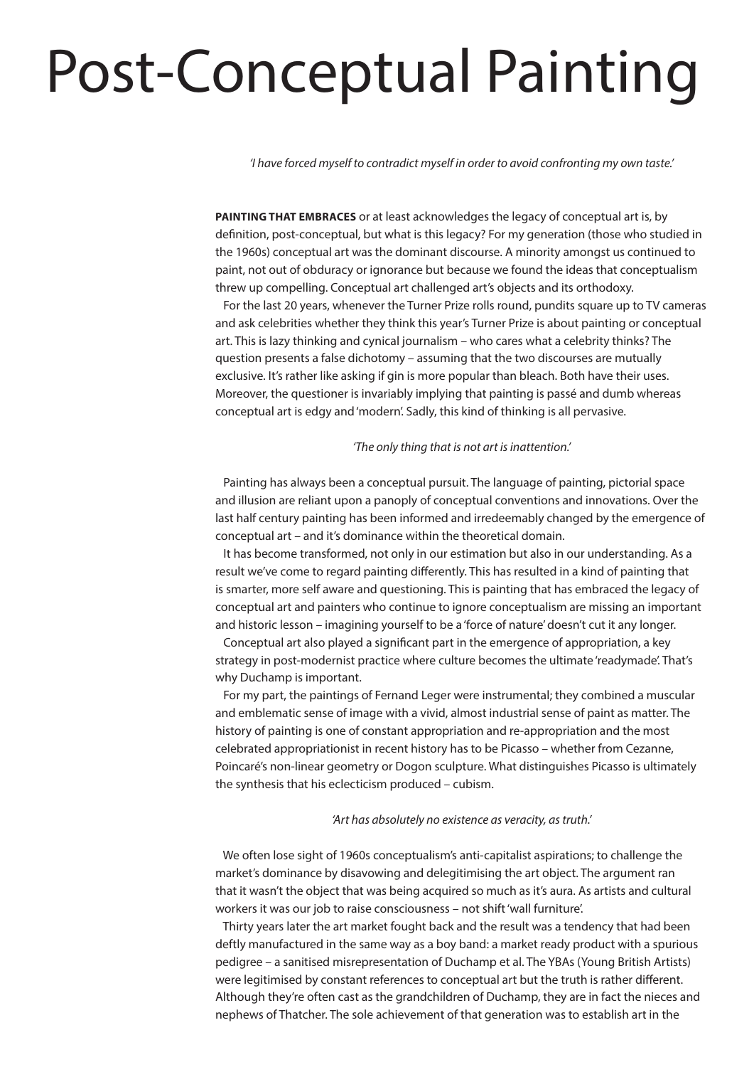# Post-Conceptual Painting

*'I have forced myself to contradict myself in order to avoid confronting my own taste.'*

**PAINTING THAT EMBRACES** or at least acknowledges the legacy of conceptual art is, by definition, post-conceptual, but what is this legacy? For my generation (those who studied in the 1960s) conceptual art was the dominant discourse. A minority amongst us continued to paint, not out of obduracy or ignorance but because we found the ideas that conceptualism threw up compelling. Conceptual art challenged art's objects and its orthodoxy.

For the last 20 years, whenever the Turner Prize rolls round, pundits square up to TV cameras and ask celebrities whether they think this year's Turner Prize is about painting or conceptual art. This is lazy thinking and cynical journalism – who cares what a celebrity thinks? The question presents a false dichotomy – assuming that the two discourses are mutually exclusive. It's rather like asking if gin is more popular than bleach. Both have their uses. Moreover, the questioner is invariably implying that painting is passé and dumb whereas conceptual art is edgy and 'modern'. Sadly, this kind of thinking is all pervasive.

*'The only thing that is not art is inattention.'*

Painting has always been a conceptual pursuit. The language of painting, pictorial space and illusion are reliant upon a panoply of conceptual conventions and innovations. Over the last half century painting has been informed and irredeemably changed by the emergence of conceptual art – and it's dominance within the theoretical domain.

It has become transformed, not only in our estimation but also in our understanding. As a result we've come to regard painting differently. This has resulted in a kind of painting that is smarter, more self aware and questioning. This is painting that has embraced the legacy of conceptual art and painters who continue to ignore conceptualism are missing an important and historic lesson – imagining yourself to be a 'force of nature' doesn't cut it any longer.

Conceptual art also played a significant part in the emergence of appropriation, a key strategy in post-modernist practice where culture becomes the ultimate 'readymade'. That's why Duchamp is important.

For my part, the paintings of Fernand Leger were instrumental; they combined a muscular and emblematic sense of image with a vivid, almost industrial sense of paint as matter. The history of painting is one of constant appropriation and re-appropriation and the most celebrated appropriationist in recent history has to be Picasso – whether from Cezanne, Poincaré's non-linear geometry or Dogon sculpture. What distinguishes Picasso is ultimately the synthesis that his eclecticism produced – cubism.

*'Art has absolutely no existence as veracity, as truth.'*

We often lose sight of 1960s conceptualism's anti-capitalist aspirations; to challenge the market's dominance by disavowing and delegitimising the art object. The argument ran that it wasn't the object that was being acquired so much as it's aura. As artists and cultural workers it was our job to raise consciousness – not shift 'wall furniture'.

Thirty years later the art market fought back and the result was a tendency that had been deftly manufactured in the same way as a boy band: a market ready product with a spurious pedigree – a sanitised misrepresentation of Duchamp et al. The YBAs (Young British Artists) were legitimised by constant references to conceptual art but the truth is rather different. Although they're often cast as the grandchildren of Duchamp, they are in fact the nieces and nephews of Thatcher. The sole achievement of that generation was to establish art in the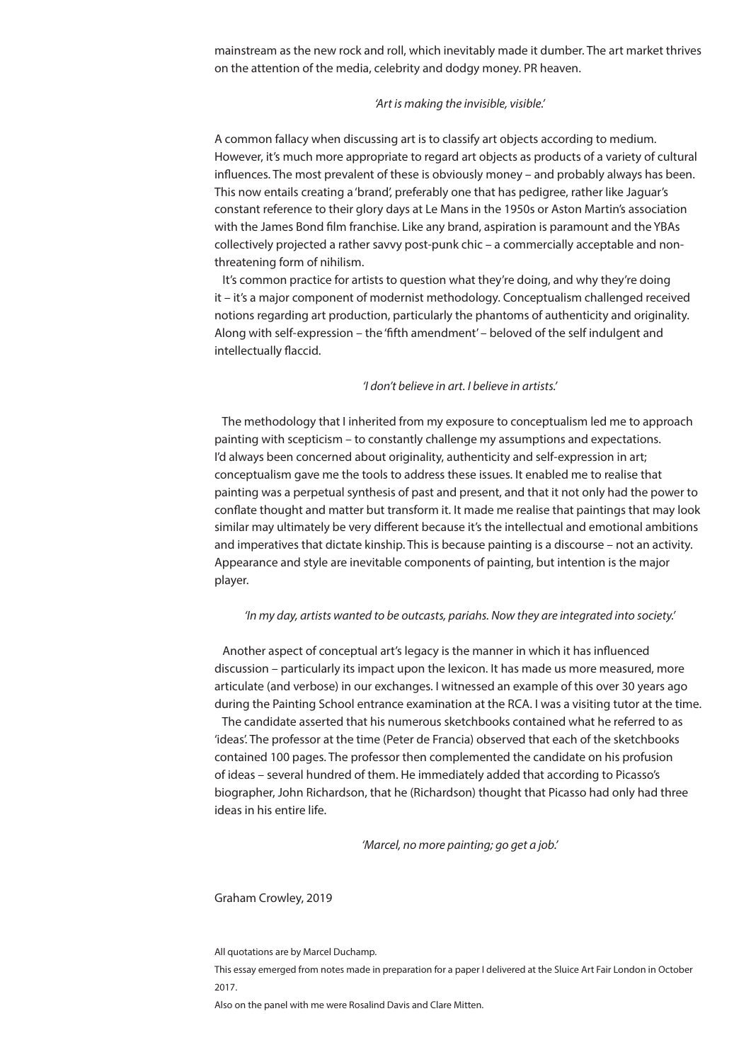mainstream as the new rock and roll, which inevitably made it dumber. The art market thrives on the attention of the media, celebrity and dodgy money. PR heaven.

*'Art is making the invisible, visible.'*

A common fallacy when discussing art is to classify art objects according to medium. However, it's much more appropriate to regard art objects as products of a variety of cultural influences. The most prevalent of these is obviously money – and probably always has been. This now entails creating a 'brand', preferably one that has pedigree, rather like Jaguar's constant reference to their glory days at Le Mans in the 1950s or Aston Martin's association with the James Bond film franchise. Like any brand, aspiration is paramount and the YBAs collectively projected a rather savvy post-punk chic – a commercially acceptable and non-threatening form of nihilism.

It's common practice for artists to question what they're doing, and why they're doing it – it's a major component of modernist methodology. Conceptualism challenged received notions regarding art production, particularly the phantoms of authenticity and originality. Along with self-expression – the 'fifth amendment' – beloved of the self indulgent and intellectually flaccid.

*'I don't believe in art. I believe in artists.'*

The methodology that I inherited from my exposure to conceptualism led me to approach painting with scepticism – to constantly challenge my assumptions and expectations. I'd always been concerned about originality, authenticity and self-expression in art; conceptualism gave me the tools to address these issues. It enabled me to realise that painting was a perpetual synthesis of past and present, and that it not only had the power to conflate thought and matter but transform it. It made me realise that paintings that may look similar may ultimately be very different because it's the intellectual and emotional ambitions and imperatives that dictate kinship. This is because painting is a discourse – not an activity. Appearance and style are inevitable components of painting, but intention is the major player.

*'In my day, artists wanted to be outcasts, pariahs. Now they are integrated into society.'*

Another aspect of conceptual art's legacy is the manner in which it has influenced discussion – particularly its impact upon the lexicon. It has made us more measured, more articulate (and verbose) in our exchanges. I witnessed an example of this over 30 years ago during the Painting School entrance examination at the RCA. I was a visiting tutor at the time.

The candidate asserted that his numerous sketchbooks contained what he referred to as 'ideas'. The professor at the time (Peter de Francia) observed that each of the sketchbooks contained 100 pages. The professor then complemented the candidate on his profusion of ideas – several hundred of them. He immediately added that according to Picasso's biographer, John Richardson, that he (Richardson) thought that Picasso had only had three ideas in his entire life.

*'Marcel, no more painting; go get a job.'*

Graham Crowley, 2019

All quotations are by Marcel Duchamp.

This essay emerged from notes made in preparation for a paper I delivered at the Sluice Art Fair London in October 2017.

Also on the panel with me were Rosalind Davis and Clare Mitten.